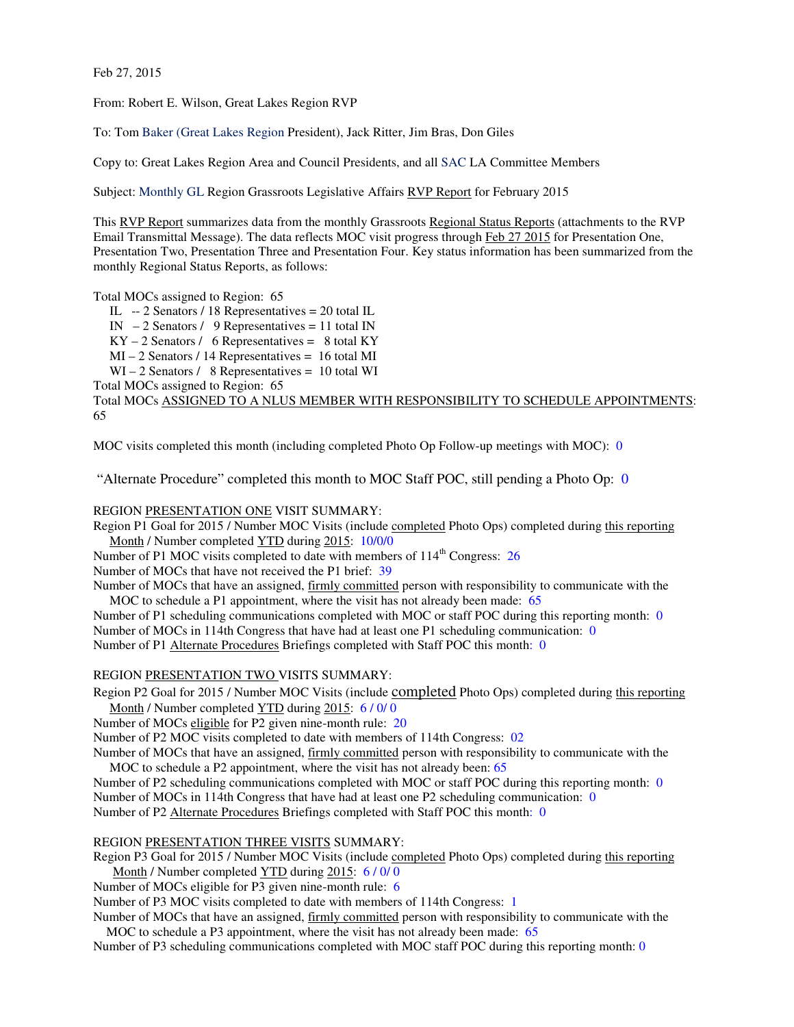Feb 27, 2015

From: Robert E. Wilson, Great Lakes Region RVP

To: Tom Baker (Great Lakes Region President), Jack Ritter, Jim Bras, Don Giles

Copy to: Great Lakes Region Area and Council Presidents, and all SAC LA Committee Members

Subject: Monthly GL Region Grassroots Legislative Affairs RVP Report for February 2015

This RVP Report summarizes data from the monthly Grassroots Regional Status Reports (attachments to the RVP Email Transmittal Message). The data reflects MOC visit progress through Feb 27 2015 for Presentation One, Presentation Two, Presentation Three and Presentation Four. Key status information has been summarized from the monthly Regional Status Reports, as follows:

Total MOCs assigned to Region: 65
- IL -- 2 Senators / 18 Representatives = 20 total IL
- IN – 2 Senators / 9 Representatives = 11 total IN
- KY – 2 Senators / 6 Representatives = 8 total KY
- MI – 2 Senators / 14 Representatives = 16 total MI
- WI – 2 Senators / 8 Representatives = 10 total WI

Total MOCs assigned to Region: 65
Total MOCs ASSIGNED TO A NLUS MEMBER WITH RESPONSIBILITY TO SCHEDULE APPOINTMENTS: 65

MOC visits completed this month (including completed Photo Op Follow-up meetings with MOC): 0

"Alternate Procedure" completed this month to MOC Staff POC, still pending a Photo Op: 0

REGION PRESENTATION ONE VISIT SUMMARY:

Region P1 Goal for 2015 / Number MOC Visits (include completed Photo Ops) completed during this reporting Month / Number completed YTD during 2015: 10/0/0
Number of P1 MOC visits completed to date with members of 114th Congress: 26
Number of MOCs that have not received the P1 brief: 39
Number of MOCs that have an assigned, firmly committed person with responsibility to communicate with the MOC to schedule a P1 appointment, where the visit has not already been made: 65
Number of P1 scheduling communications completed with MOC or staff POC during this reporting month: 0
Number of MOCs in 114th Congress that have had at least one P1 scheduling communication: 0
Number of P1 Alternate Procedures Briefings completed with Staff POC this month: 0

REGION PRESENTATION TWO VISITS SUMMARY:

Region P2 Goal for 2015 / Number MOC Visits (include completed Photo Ops) completed during this reporting Month / Number completed YTD during 2015: 6 / 0/ 0
Number of MOCs eligible for P2 given nine-month rule: 20
Number of P2 MOC visits completed to date with members of 114th Congress: 02
Number of MOCs that have an assigned, firmly committed person with responsibility to communicate with the MOC to schedule a P2 appointment, where the visit has not already been: 65
Number of P2 scheduling communications completed with MOC or staff POC during this reporting month: 0
Number of MOCs in 114th Congress that have had at least one P2 scheduling communication: 0
Number of P2 Alternate Procedures Briefings completed with Staff POC this month: 0

REGION PRESENTATION THREE VISITS SUMMARY:

Region P3 Goal for 2015 / Number MOC Visits (include completed Photo Ops) completed during this reporting Month / Number completed YTD during 2015: 6 / 0/ 0
Number of MOCs eligible for P3 given nine-month rule: 6
Number of P3 MOC visits completed to date with members of 114th Congress: 1
Number of MOCs that have an assigned, firmly committed person with responsibility to communicate with the MOC to schedule a P3 appointment, where the visit has not already been made: 65
Number of P3 scheduling communications completed with MOC staff POC during this reporting month: 0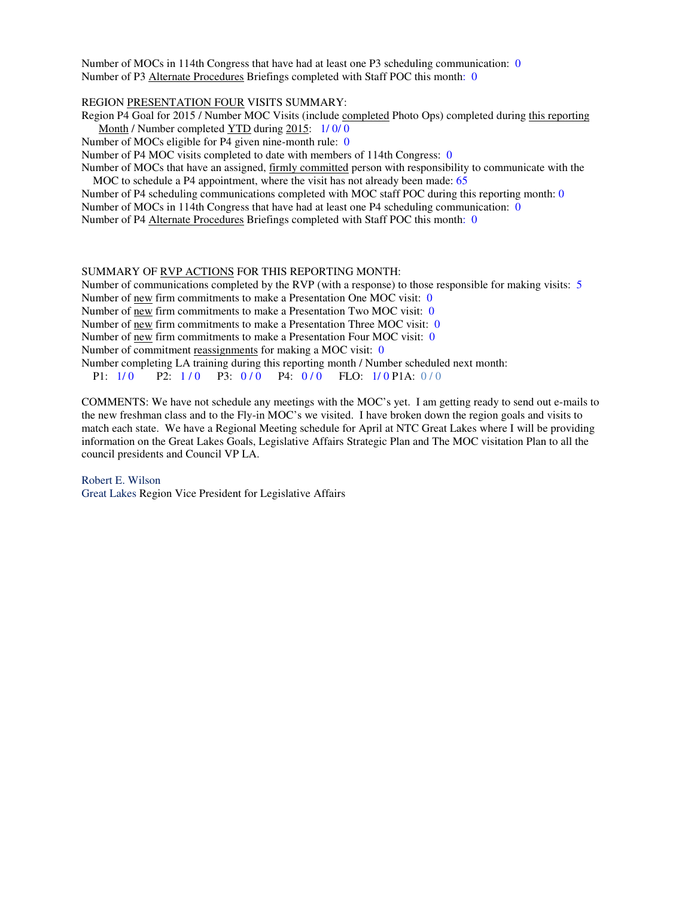Number of MOCs in 114th Congress that have had at least one P3 scheduling communication: 0
Number of P3 Alternate Procedures Briefings completed with Staff POC this month: 0

REGION PRESENTATION FOUR VISITS SUMMARY:
Region P4 Goal for 2015 / Number MOC Visits (include completed Photo Ops) completed during this reporting Month / Number completed YTD during 2015: 1/ 0/ 0
Number of MOCs eligible for P4 given nine-month rule: 0
Number of P4 MOC visits completed to date with members of 114th Congress: 0
Number of MOCs that have an assigned, firmly committed person with responsibility to communicate with the MOC to schedule a P4 appointment, where the visit has not already been made: 65
Number of P4 scheduling communications completed with MOC staff POC during this reporting month: 0
Number of MOCs in 114th Congress that have had at least one P4 scheduling communication: 0
Number of P4 Alternate Procedures Briefings completed with Staff POC this month: 0

SUMMARY OF RVP ACTIONS FOR THIS REPORTING MONTH:
Number of communications completed by the RVP (with a response) to those responsible for making visits: 5
Number of new firm commitments to make a Presentation One MOC visit: 0
Number of new firm commitments to make a Presentation Two MOC visit: 0
Number of new firm commitments to make a Presentation Three MOC visit: 0
Number of new firm commitments to make a Presentation Four MOC visit: 0
Number of commitment reassignments for making a MOC visit: 0
Number completing LA training during this reporting month / Number scheduled next month:
P1: 1/ 0 P2: 1 / 0 P3: 0 / 0 P4: 0 / 0 FLO: 1/ 0 P1A: 0 / 0

COMMENTS: We have not schedule any meetings with the MOC's yet. I am getting ready to send out e-mails to the new freshman class and to the Fly-in MOC's we visited. I have broken down the region goals and visits to match each state. We have a Regional Meeting schedule for April at NTC Great Lakes where I will be providing information on the Great Lakes Goals, Legislative Affairs Strategic Plan and The MOC visitation Plan to all the council presidents and Council VP LA.

Robert E. Wilson
Great Lakes Region Vice President for Legislative Affairs